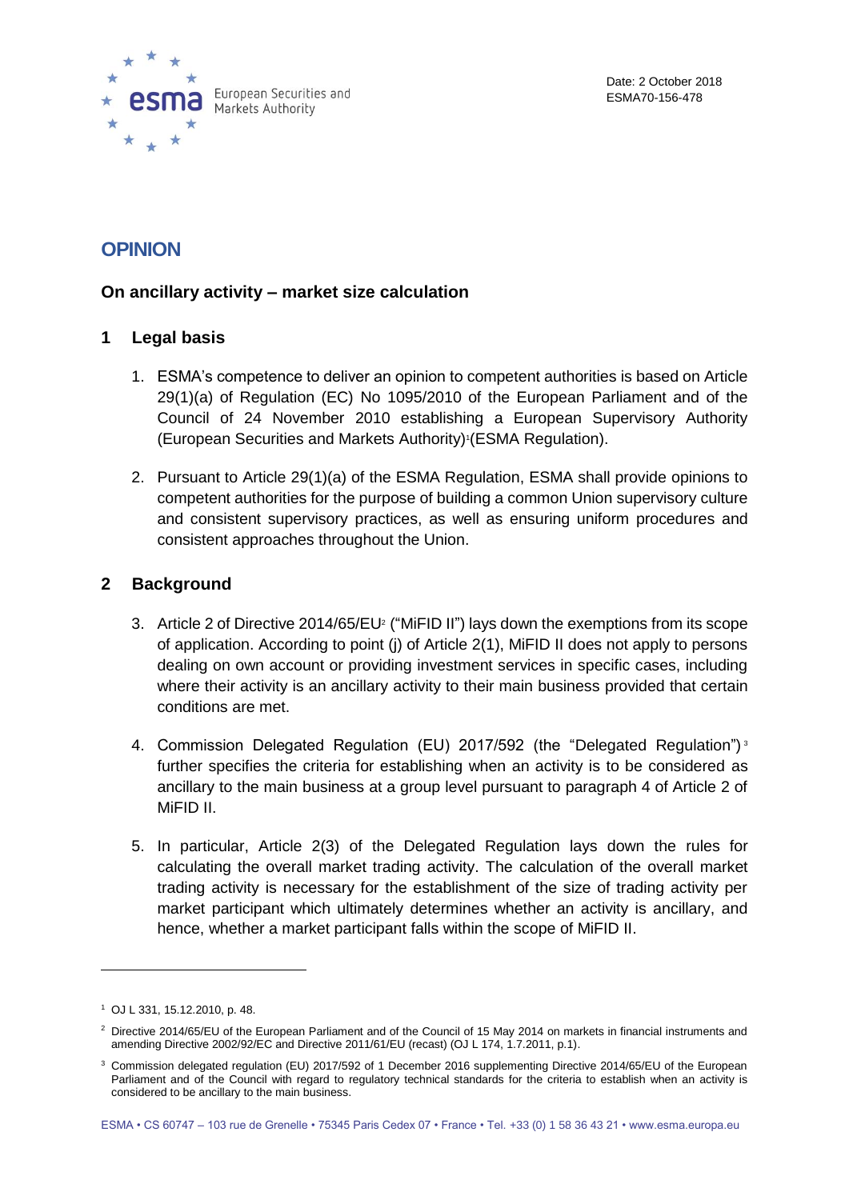European Securities and Markets Authority

Date: 2 October 2018
ESMA70-156-478

# OPINION

## On ancillary activity – market size calculation

## 1 Legal basis

1. ESMA's competence to deliver an opinion to competent authorities is based on Article 29(1)(a) of Regulation (EC) No 1095/2010 of the European Parliament and of the Council of 24 November 2010 establishing a European Supervisory Authority (European Securities and Markets Authority)[1] (ESMA Regulation).

2. Pursuant to Article 29(1)(a) of the ESMA Regulation, ESMA shall provide opinions to competent authorities for the purpose of building a common Union supervisory culture and consistent supervisory practices, as well as ensuring uniform procedures and consistent approaches throughout the Union.

## 2 Background

3. Article 2 of Directive 2014/65/EU[2] ("MiFID II") lays down the exemptions from its scope of application. According to point (j) of Article 2(1), MiFID II does not apply to persons dealing on own account or providing investment services in specific cases, including where their activity is an ancillary activity to their main business provided that certain conditions are met.

4. Commission Delegated Regulation (EU) 2017/592 (the "Delegated Regulation")[3] further specifies the criteria for establishing when an activity is to be considered as ancillary to the main business at a group level pursuant to paragraph 4 of Article 2 of MiFID II.

5. In particular, Article 2(3) of the Delegated Regulation lays down the rules for calculating the overall market trading activity. The calculation of the overall market trading activity is necessary for the establishment of the size of trading activity per market participant which ultimately determines whether an activity is ancillary, and hence, whether a market participant falls within the scope of MiFID II.

---

[1] OJ L 331, 15.12.2010, p. 48.

[2] Directive 2014/65/EU of the European Parliament and of the Council of 15 May 2014 on markets in financial instruments and amending Directive 2002/92/EC and Directive 2011/61/EU (recast) (OJ L 174, 1.7.2011, p.1).

[3] Commission delegated regulation (EU) 2017/592 of 1 December 2016 supplementing Directive 2014/65/EU of the European Parliament and of the Council with regard to regulatory technical standards for the criteria to establish when an activity is considered to be ancillary to the main business.

ESMA • CS 60747 – 103 rue de Grenelle • 75345 Paris Cedex 07 • France • Tel. +33 (0) 1 58 36 43 21 • www.esma.europa.eu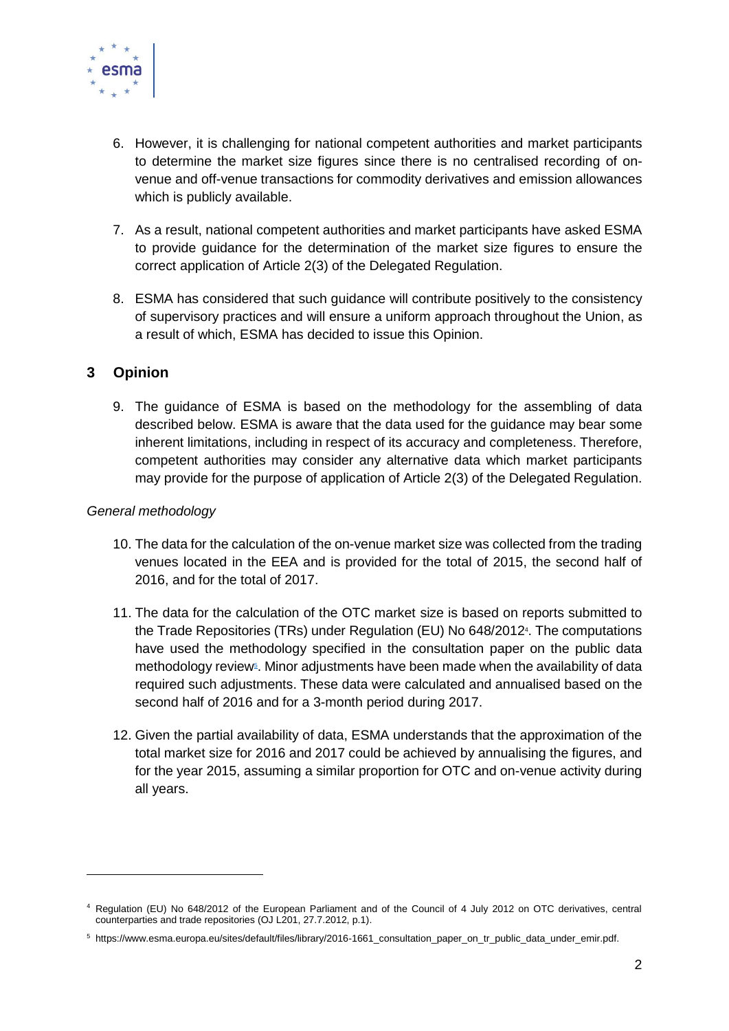6. However, it is challenging for national competent authorities and market participants to determine the market size figures since there is no centralised recording of on-venue and off-venue transactions for commodity derivatives and emission allowances which is publicly available.

7. As a result, national competent authorities and market participants have asked ESMA to provide guidance for the determination of the market size figures to ensure the correct application of Article 2(3) of the Delegated Regulation.

8. ESMA has considered that such guidance will contribute positively to the consistency of supervisory practices and will ensure a uniform approach throughout the Union, as a result of which, ESMA has decided to issue this Opinion.

## 3 Opinion

9. The guidance of ESMA is based on the methodology for the assembling of data described below. ESMA is aware that the data used for the guidance may bear some inherent limitations, including in respect of its accuracy and completeness. Therefore, competent authorities may consider any alternative data which market participants may provide for the purpose of application of Article 2(3) of the Delegated Regulation.

*General methodology*

10. The data for the calculation of the on-venue market size was collected from the trading venues located in the EEA and is provided for the total of 2015, the second half of 2016, and for the total of 2017.

11. The data for the calculation of the OTC market size is based on reports submitted to the Trade Repositories (TRs) under Regulation (EU) No 648/2012[4]. The computations have used the methodology specified in the consultation paper on the public data methodology review[5]. Minor adjustments have been made when the availability of data required such adjustments. These data were calculated and annualised based on the second half of 2016 and for a 3-month period during 2017.

12. Given the partial availability of data, ESMA understands that the approximation of the total market size for 2016 and 2017 could be achieved by annualising the figures, and for the year 2015, assuming a similar proportion for OTC and on-venue activity during all years.

---

[4] Regulation (EU) No 648/2012 of the European Parliament and of the Council of 4 July 2012 on OTC derivatives, central counterparties and trade repositories (OJ L201, 27.7.2012, p.1).

[5] https://www.esma.europa.eu/sites/default/files/library/2016-1661_consultation_paper_on_tr_public_data_under_emir.pdf.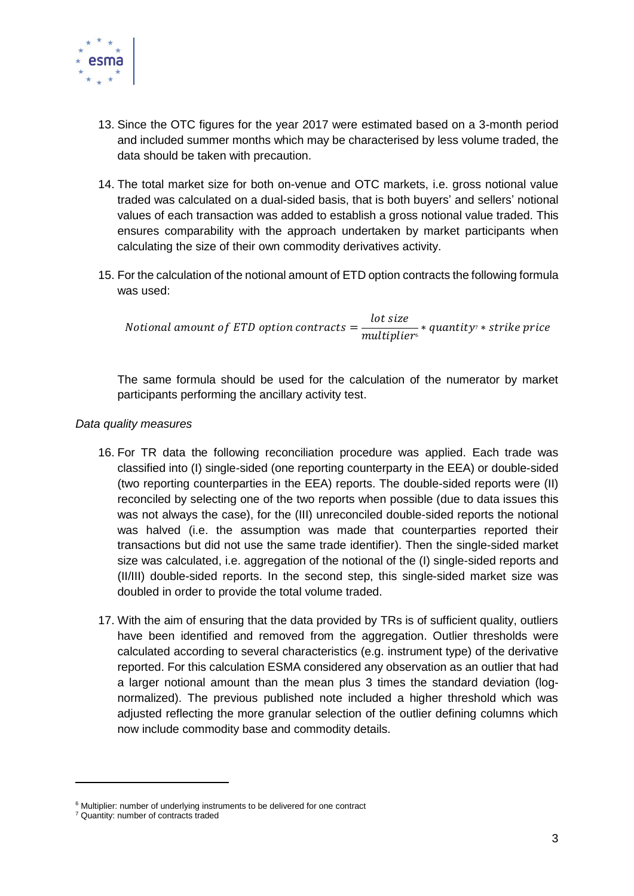13. Since the OTC figures for the year 2017 were estimated based on a 3-month period and included summer months which may be characterised by less volume traded, the data should be taken with precaution.

14. The total market size for both on-venue and OTC markets, i.e. gross notional value traded was calculated on a dual-sided basis, that is both buyers' and sellers' notional values of each transaction was added to establish a gross notional value traded. This ensures comparability with the approach undertaken by market participants when calculating the size of their own commodity derivatives activity.

15. For the calculation of the notional amount of ETD option contracts the following formula was used:

$$Notional\ amount\ of\ ETD\ option\ contracts = \frac{lot\ size}{multiplier^{6}} * quantity^{7} * strike\ price$$

The same formula should be used for the calculation of the numerator by market participants performing the ancillary activity test.

*Data quality measures*

16. For TR data the following reconciliation procedure was applied. Each trade was classified into (I) single-sided (one reporting counterparty in the EEA) or double-sided (two reporting counterparties in the EEA) reports. The double-sided reports were (II) reconciled by selecting one of the two reports when possible (due to data issues this was not always the case), for the (III) unreconciled double-sided reports the notional was halved (i.e. the assumption was made that counterparties reported their transactions but did not use the same trade identifier). Then the single-sided market size was calculated, i.e. aggregation of the notional of the (I) single-sided reports and (II/III) double-sided reports. In the second step, this single-sided market size was doubled in order to provide the total volume traded.

17. With the aim of ensuring that the data provided by TRs is of sufficient quality, outliers have been identified and removed from the aggregation. Outlier thresholds were calculated according to several characteristics (e.g. instrument type) of the derivative reported. For this calculation ESMA considered any observation as an outlier that had a larger notional amount than the mean plus 3 times the standard deviation (log-normalized). The previous published note included a higher threshold which was adjusted reflecting the more granular selection of the outlier defining columns which now include commodity base and commodity details.

---

[6] Multiplier: number of underlying instruments to be delivered for one contract

[7] Quantity: number of contracts traded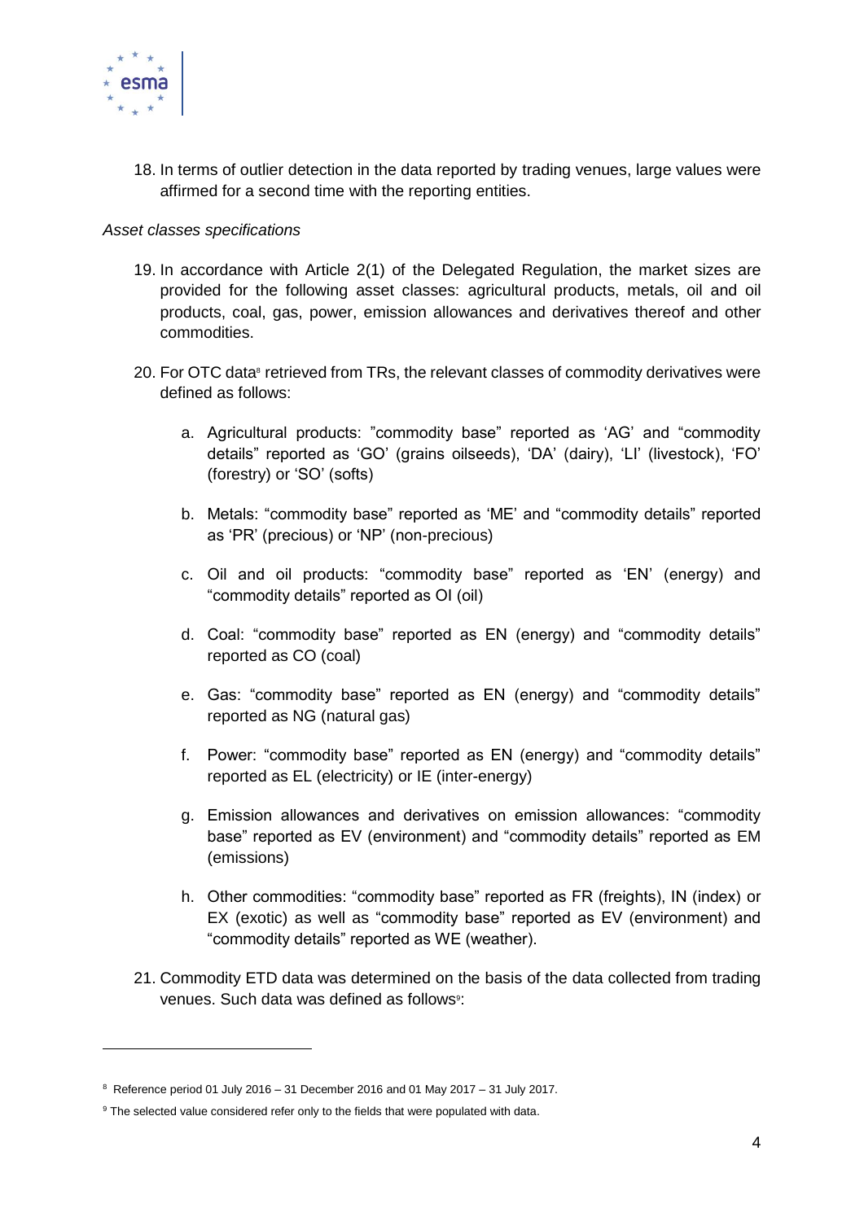18. In terms of outlier detection in the data reported by trading venues, large values were affirmed for a second time with the reporting entities.

*Asset classes specifications*

19. In accordance with Article 2(1) of the Delegated Regulation, the market sizes are provided for the following asset classes: agricultural products, metals, oil and oil products, coal, gas, power, emission allowances and derivatives thereof and other commodities.

20. For OTC data[8] retrieved from TRs, the relevant classes of commodity derivatives were defined as follows:

    a. Agricultural products: "commodity base" reported as 'AG' and "commodity details" reported as 'GO' (grains oilseeds), 'DA' (dairy), 'LI' (livestock), 'FO' (forestry) or 'SO' (softs)

    b. Metals: "commodity base" reported as 'ME' and "commodity details" reported as 'PR' (precious) or 'NP' (non-precious)

    c. Oil and oil products: "commodity base" reported as 'EN' (energy) and "commodity details" reported as OI (oil)

    d. Coal: "commodity base" reported as EN (energy) and "commodity details" reported as CO (coal)

    e. Gas: "commodity base" reported as EN (energy) and "commodity details" reported as NG (natural gas)

    f. Power: "commodity base" reported as EN (energy) and "commodity details" reported as EL (electricity) or IE (inter-energy)

    g. Emission allowances and derivatives on emission allowances: "commodity base" reported as EV (environment) and "commodity details" reported as EM (emissions)

    h. Other commodities: "commodity base" reported as FR (freights), IN (index) or EX (exotic) as well as "commodity base" reported as EV (environment) and "commodity details" reported as WE (weather).

21. Commodity ETD data was determined on the basis of the data collected from trading venues. Such data was defined as follows[9]:

---

[8] Reference period 01 July 2016 – 31 December 2016 and 01 May 2017 – 31 July 2017.

[9] The selected value considered refer only to the fields that were populated with data.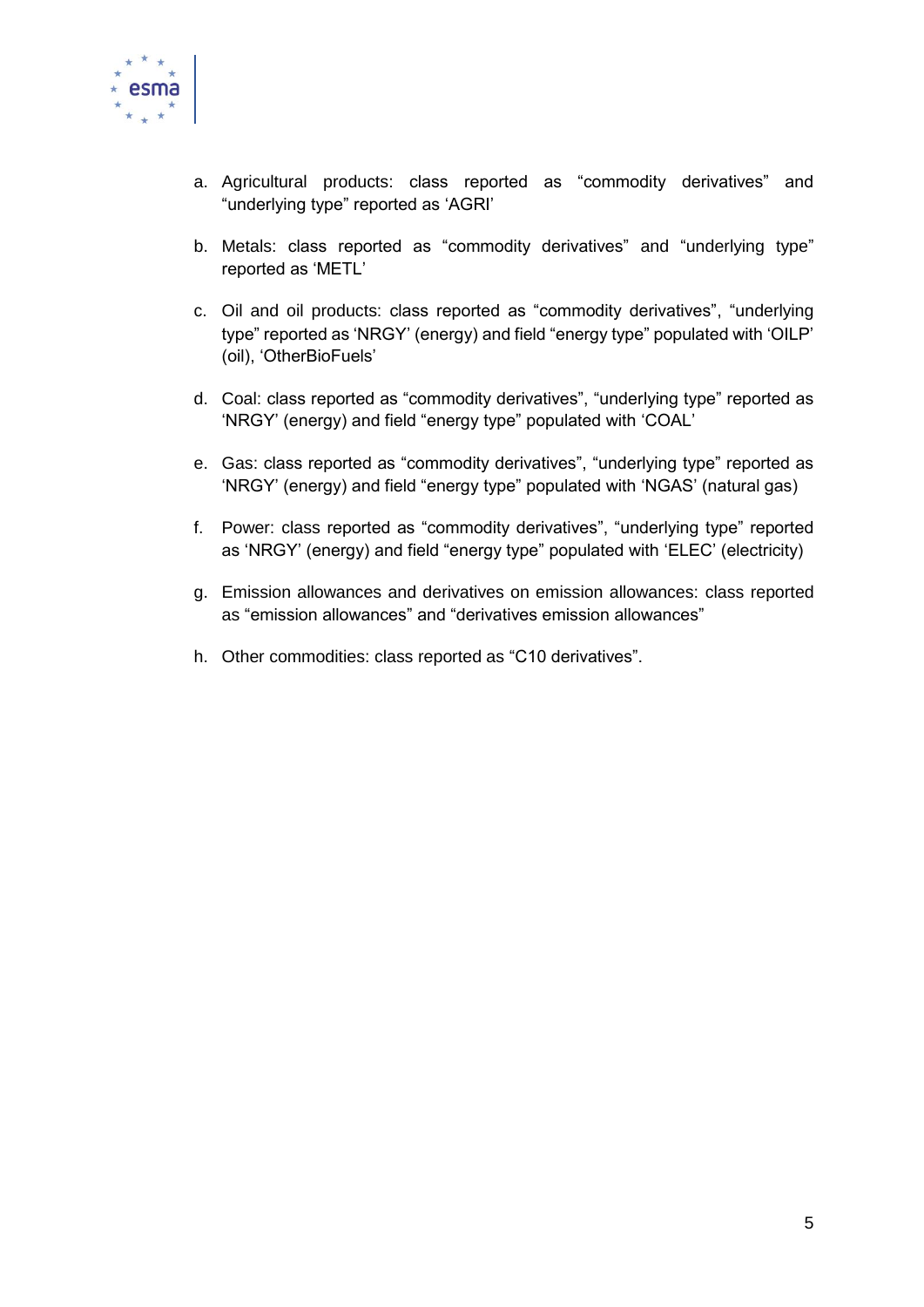a. Agricultural products: class reported as "commodity derivatives" and "underlying type" reported as 'AGRI'

b. Metals: class reported as "commodity derivatives" and "underlying type" reported as 'METL'

c. Oil and oil products: class reported as "commodity derivatives", "underlying type" reported as 'NRGY' (energy) and field "energy type" populated with 'OILP' (oil), 'OtherBioFuels'

d. Coal: class reported as "commodity derivatives", "underlying type" reported as 'NRGY' (energy) and field "energy type" populated with 'COAL'

e. Gas: class reported as "commodity derivatives", "underlying type" reported as 'NRGY' (energy) and field "energy type" populated with 'NGAS' (natural gas)

f. Power: class reported as "commodity derivatives", "underlying type" reported as 'NRGY' (energy) and field "energy type" populated with 'ELEC' (electricity)

g. Emission allowances and derivatives on emission allowances: class reported as "emission allowances" and "derivatives emission allowances"

h. Other commodities: class reported as "C10 derivatives".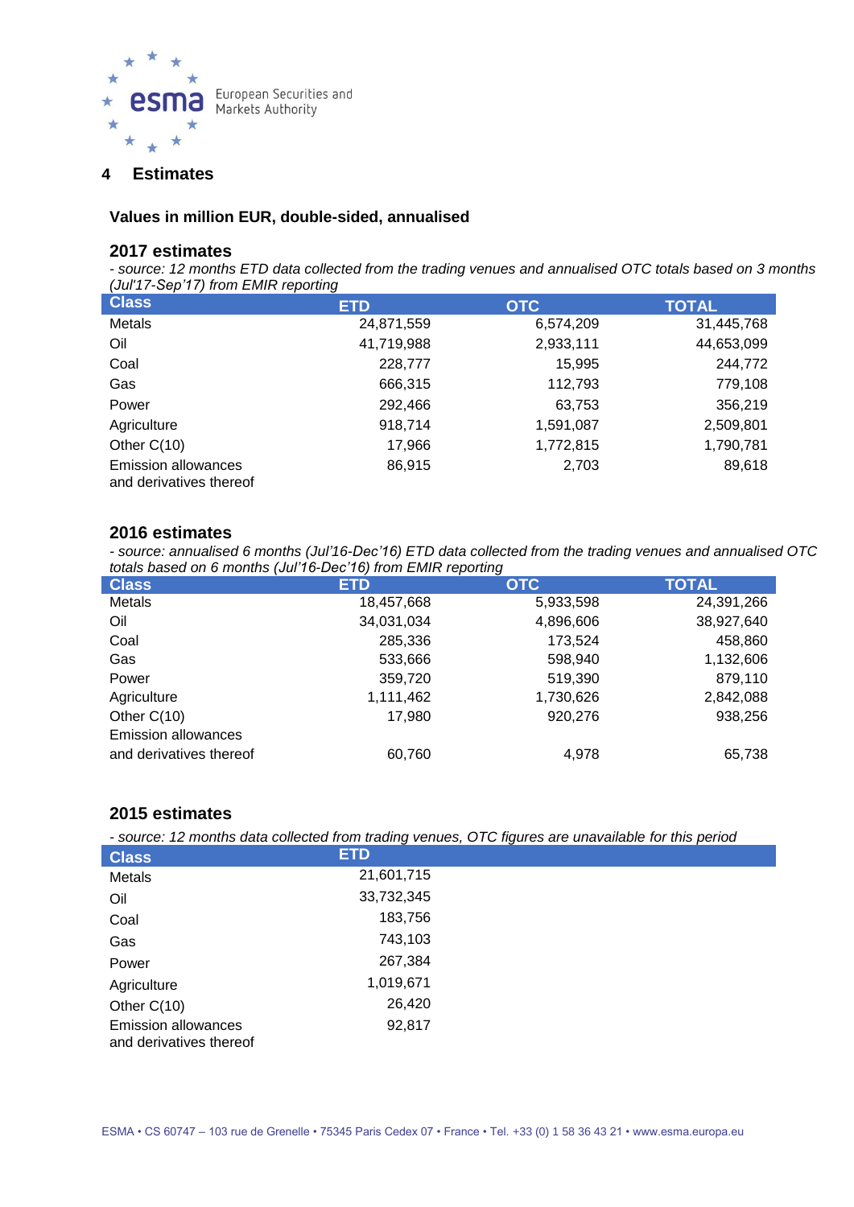## 4 Estimates

**Values in million EUR, double-sided, annualised**

### 2017 estimates

*- source: 12 months ETD data collected from the trading venues and annualised OTC totals based on 3 months (Jul'17-Sep'17) from EMIR reporting*

| Class | ETD | OTC | TOTAL |
|---|---|---|---|
| Metals | 24,871,559 | 6,574,209 | 31,445,768 |
| Oil | 41,719,988 | 2,933,111 | 44,653,099 |
| Coal | 228,777 | 15,995 | 244,772 |
| Gas | 666,315 | 112,793 | 779,108 |
| Power | 292,466 | 63,753 | 356,219 |
| Agriculture | 918,714 | 1,591,087 | 2,509,801 |
| Other C(10) | 17,966 | 1,772,815 | 1,790,781 |
| Emission allowances and derivatives thereof | 86,915 | 2,703 | 89,618 |

### 2016 estimates

*- source: annualised 6 months (Jul'16-Dec'16) ETD data collected from the trading venues and annualised OTC totals based on 6 months (Jul'16-Dec'16) from EMIR reporting*

| Class | ETD | OTC | TOTAL |
|---|---|---|---|
| Metals | 18,457,668 | 5,933,598 | 24,391,266 |
| Oil | 34,031,034 | 4,896,606 | 38,927,640 |
| Coal | 285,336 | 173,524 | 458,860 |
| Gas | 533,666 | 598,940 | 1,132,606 |
| Power | 359,720 | 519,390 | 879,110 |
| Agriculture | 1,111,462 | 1,730,626 | 2,842,088 |
| Other C(10) | 17,980 | 920,276 | 938,256 |
| Emission allowances and derivatives thereof | 60,760 | 4,978 | 65,738 |

### 2015 estimates

*- source: 12 months data collected from trading venues, OTC figures are unavailable for this period*

| Class | ETD |
|---|---|
| Metals | 21,601,715 |
| Oil | 33,732,345 |
| Coal | 183,756 |
| Gas | 743,103 |
| Power | 267,384 |
| Agriculture | 1,019,671 |
| Other C(10) | 26,420 |
| Emission allowances and derivatives thereof | 92,817 |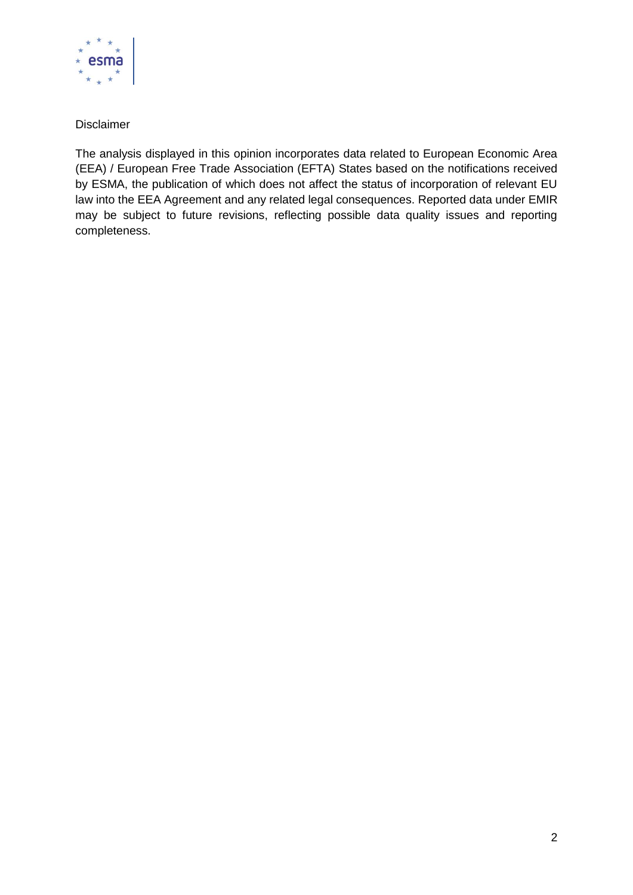Disclaimer

The analysis displayed in this opinion incorporates data related to European Economic Area (EEA) / European Free Trade Association (EFTA) States based on the notifications received by ESMA, the publication of which does not affect the status of incorporation of relevant EU law into the EEA Agreement and any related legal consequences. Reported data under EMIR may be subject to future revisions, reflecting possible data quality issues and reporting completeness.